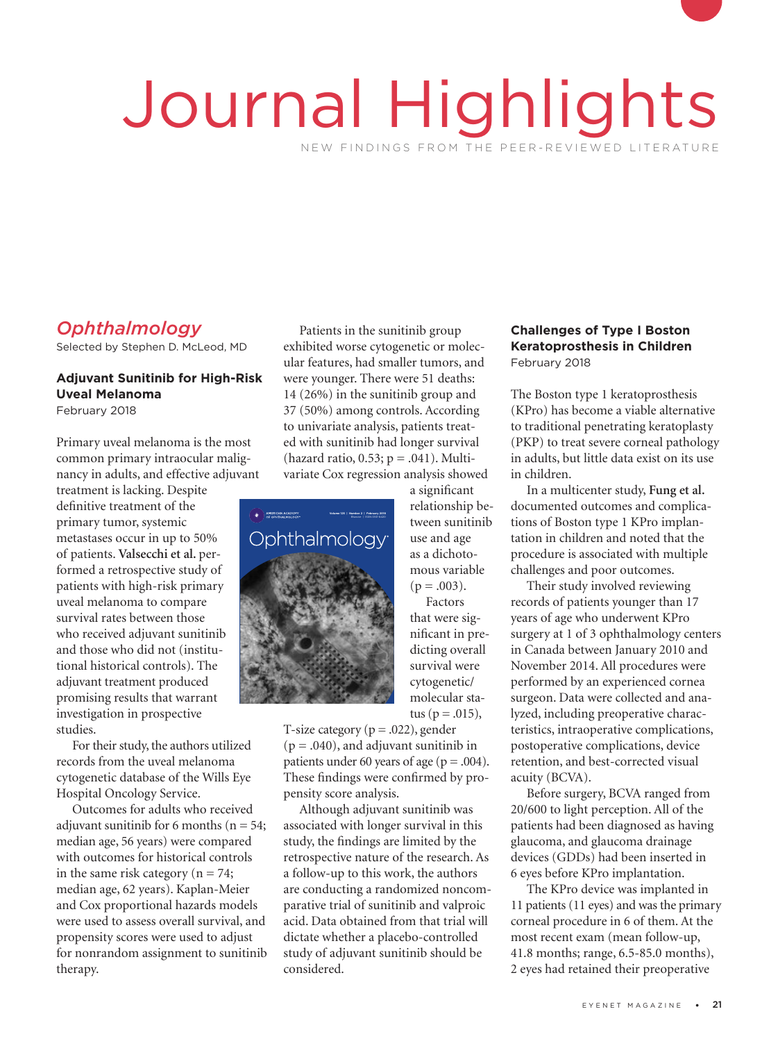# Journal Highlights

NEW FINDINGS FROM THE PEER-REVIEWED LITERATURE

## *Ophthalmology*

Selected by Stephen D. McLeod, MD

### Adjuvant Sunitinib for High-Risk Uveal Melanoma

February 2018

Primary uveal melanoma is the most common primary intraocular malignancy in adults, and effective adjuvant treatment is lacking. Despite definitive treatment of the primary tumor, systemic metastases occur in up to 50% of patients. **Valsecchi et al.** performed a retrospective study of patients with high-risk primary uveal melanoma to compare survival rates between those who received adjuvant sunitinib and those who did not (institutional historical controls). The adjuvant treatment produced promising results that warrant investigation in prospective studies.

For their study, the authors utilized records from the uveal melanoma cytogenetic database of the Wills Eye Hospital Oncology Service.

Outcomes for adults who received adjuvant sunitinib for 6 months (n = 54; median age, 56 years) were compared with outcomes for historical controls in the same risk category (n = 74; median age, 62 years). Kaplan-Meier and Cox proportional hazards models were used to assess overall survival, and propensity scores were used to adjust for nonrandom assignment to sunitinib therapy.

Patients in the sunitinib group exhibited worse cytogenetic or molecular features, had smaller tumors, and were younger. There were 51 deaths: 14 (26%) in the sunitinib group and 37 (50%) among controls. According to univariate analysis, patients treated with sunitinib had longer survival (hazard ratio, 0.53; p = .041). Multivariate Cox regression analysis showed a significant relationship between sunitinib use and age as a dichotomous variable (p = .003).

Factors that were significant in predicting overall survival were cytogenetic/molecular status (p = .015), T-size category (p = .022), gender (p = .040), and adjuvant sunitinib in patients under 60 years of age (p = .004). These findings were confirmed by propensity score analysis.

Although adjuvant sunitinib was associated with longer survival in this study, the findings are limited by the retrospective nature of the research. As a follow-up to this work, the authors are conducting a randomized noncomparative trial of sunitinib and valproic acid. Data obtained from that trial will dictate whether a placebo-controlled study of adjuvant sunitinib should be considered.

### Challenges of Type I Boston Keratoprosthesis in Children

February 2018

The Boston type 1 keratoprosthesis (KPro) has become a viable alternative to traditional penetrating keratoplasty (PKP) to treat severe corneal pathology in adults, but little data exist on its use in children.

In a multicenter study, **Fung et al.** documented outcomes and complications of Boston type 1 KPro implantation in children and noted that the procedure is associated with multiple challenges and poor outcomes.

Their study involved reviewing records of patients younger than 17 years of age who underwent KPro surgery at 1 of 3 ophthalmology centers in Canada between January 2010 and November 2014. All procedures were performed by an experienced cornea surgeon. Data were collected and analyzed, including preoperative characteristics, intraoperative complications, postoperative complications, device retention, and best-corrected visual acuity (BCVA).

Before surgery, BCVA ranged from 20/600 to light perception. All of the patients had been diagnosed as having glaucoma, and glaucoma drainage devices (GDDs) had been inserted in 6 eyes before KPro implantation.

The KPro device was implanted in 11 patients (11 eyes) and was the primary corneal procedure in 6 of them. At the most recent exam (mean follow-up, 41.8 months; range, 6.5-85.0 months), 2 eyes had retained their preoperative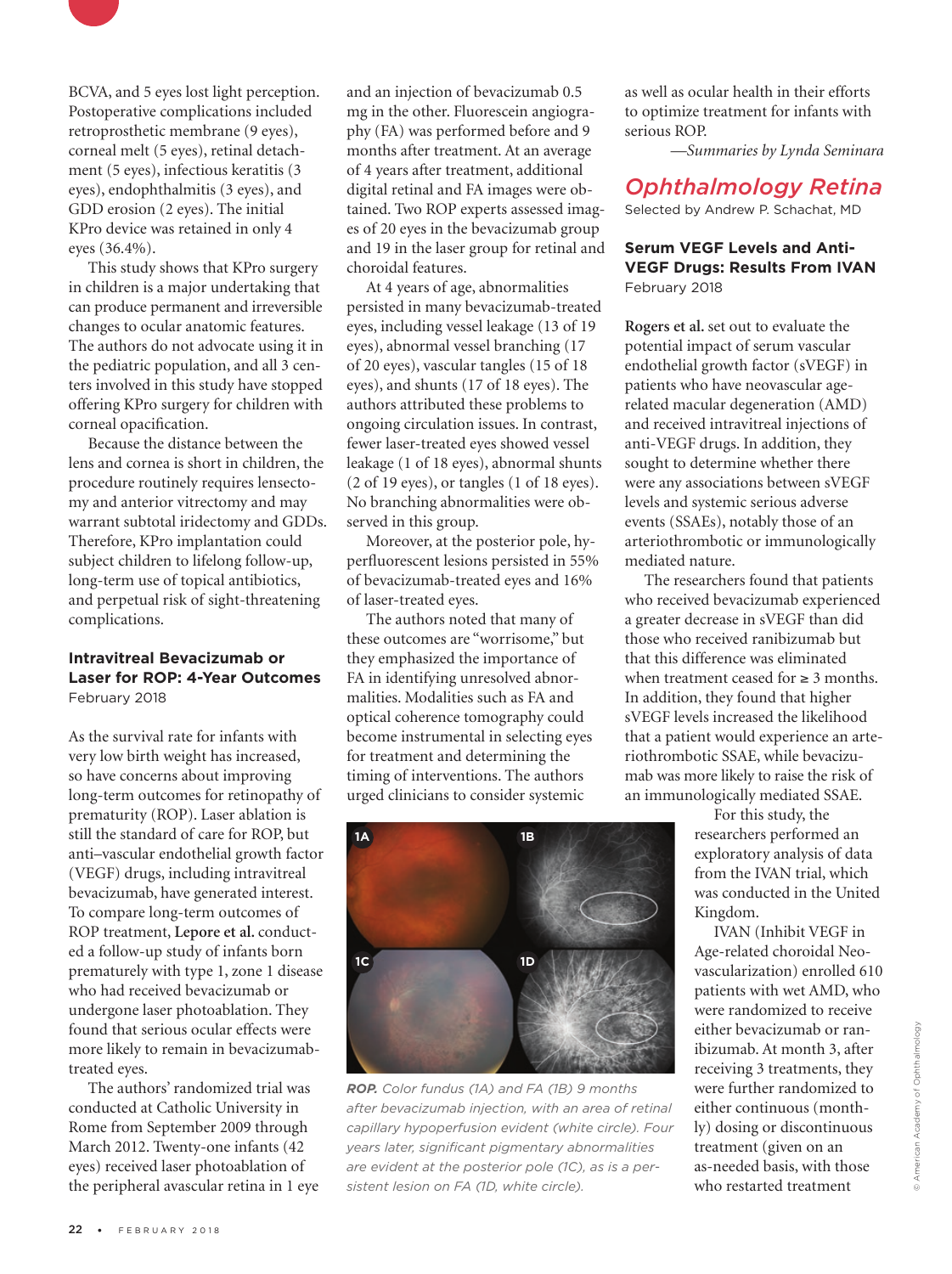BCVA, and 5 eyes lost light perception. Postoperative complications included retroprosthetic membrane (9 eyes), corneal melt (5 eyes), retinal detachment (5 eyes), infectious keratitis (3 eyes), endophthalmitis (3 eyes), and GDD erosion (2 eyes). The initial KPro device was retained in only 4 eyes (36.4%).

This study shows that KPro surgery in children is a major undertaking that can produce permanent and irreversible changes to ocular anatomic features. The authors do not advocate using it in the pediatric population, and all 3 centers involved in this study have stopped offering KPro surgery for children with corneal opacification.

Because the distance between the lens and cornea is short in children, the procedure routinely requires lensectomy and anterior vitrectomy and may warrant subtotal iridectomy and GDDs. Therefore, KPro implantation could subject children to lifelong follow-up, long-term use of topical antibiotics, and perpetual risk of sight-threatening complications.

### Intravitreal Bevacizumab or Laser for ROP: 4-Year Outcomes

February 2018

As the survival rate for infants with very low birth weight has increased, so have concerns about improving long-term outcomes for retinopathy of prematurity (ROP). Laser ablation is still the standard of care for ROP, but anti–vascular endothelial growth factor (VEGF) drugs, including intravitreal bevacizumab, have generated interest. To compare long-term outcomes of ROP treatment, **Lepore et al.** conducted a follow-up study of infants born prematurely with type 1, zone 1 disease who had received bevacizumab or undergone laser photoablation. They found that serious ocular effects were more likely to remain in bevacizumab-treated eyes.

The authors' randomized trial was conducted at Catholic University in Rome from September 2009 through March 2012. Twenty-one infants (42 eyes) received laser photoablation of the peripheral avascular retina in 1 eye and an injection of bevacizumab 0.5 mg in the other. Fluorescein angiography (FA) was performed before and 9 months after treatment. At an average of 4 years after treatment, additional digital retinal and FA images were obtained. Two ROP experts assessed images of 20 eyes in the bevacizumab group and 19 in the laser group for retinal and choroidal features.

At 4 years of age, abnormalities persisted in many bevacizumab-treated eyes, including vessel leakage (13 of 19 eyes), abnormal vessel branching (17 of 20 eyes), vascular tangles (15 of 18 eyes), and shunts (17 of 18 eyes). The authors attributed these problems to ongoing circulation issues. In contrast, fewer laser-treated eyes showed vessel leakage (1 of 18 eyes), abnormal shunts (2 of 19 eyes), or tangles (1 of 18 eyes). No branching abnormalities were observed in this group.

Moreover, at the posterior pole, hyperfluorescent lesions persisted in 55% of bevacizumab-treated eyes and 16% of laser-treated eyes.

The authors noted that many of these outcomes are "worrisome," but they emphasized the importance of FA in identifying unresolved abnormalities. Modalities such as FA and optical coherence tomography could become instrumental in selecting eyes for treatment and determining the timing of interventions. The authors urged clinicians to consider systemic as well as ocular health in their efforts to optimize treatment for infants with serious ROP.

*ROP.* Color fundus (1A) and FA (1B) 9 months after bevacizumab injection, with an area of retinal capillary hypoperfusion evident (white circle). Four years later, significant pigmentary abnormalities are evident at the posterior pole (1C), as is a persistent lesion on FA (1D, white circle).

—*Summaries by Lynda Seminara*

## Ophthalmology Retina

Selected by Andrew P. Schachat, MD

### Serum VEGF Levels and Anti-VEGF Drugs: Results From IVAN

February 2018

**Rogers et al.** set out to evaluate the potential impact of serum vascular endothelial growth factor (sVEGF) in patients who have neovascular age-related macular degeneration (AMD) and received intravitreal injections of anti-VEGF drugs. In addition, they sought to determine whether there were any associations between sVEGF levels and systemic serious adverse events (SSAEs), notably those of an arteriothrombotic or immunologically mediated nature.

The researchers found that patients who received bevacizumab experienced a greater decrease in sVEGF than did those who received ranibizumab but that this difference was eliminated when treatment ceased for ≥ 3 months. In addition, they found that higher sVEGF levels increased the likelihood that a patient would experience an arteriothrombotic SSAE, while bevacizumab was more likely to raise the risk of an immunologically mediated SSAE.

For this study, the researchers performed an exploratory analysis of data from the IVAN trial, which was conducted in the United Kingdom.

IVAN (Inhibit VEGF in Age-related choroidal Neovascularization) enrolled 610 patients with wet AMD, who were randomized to receive either bevacizumab or ranibizumab. At month 3, after receiving 3 treatments, they were further randomized to either continuous (monthly) dosing or discontinuous treatment (given on an as-needed basis, with those who restarted treatment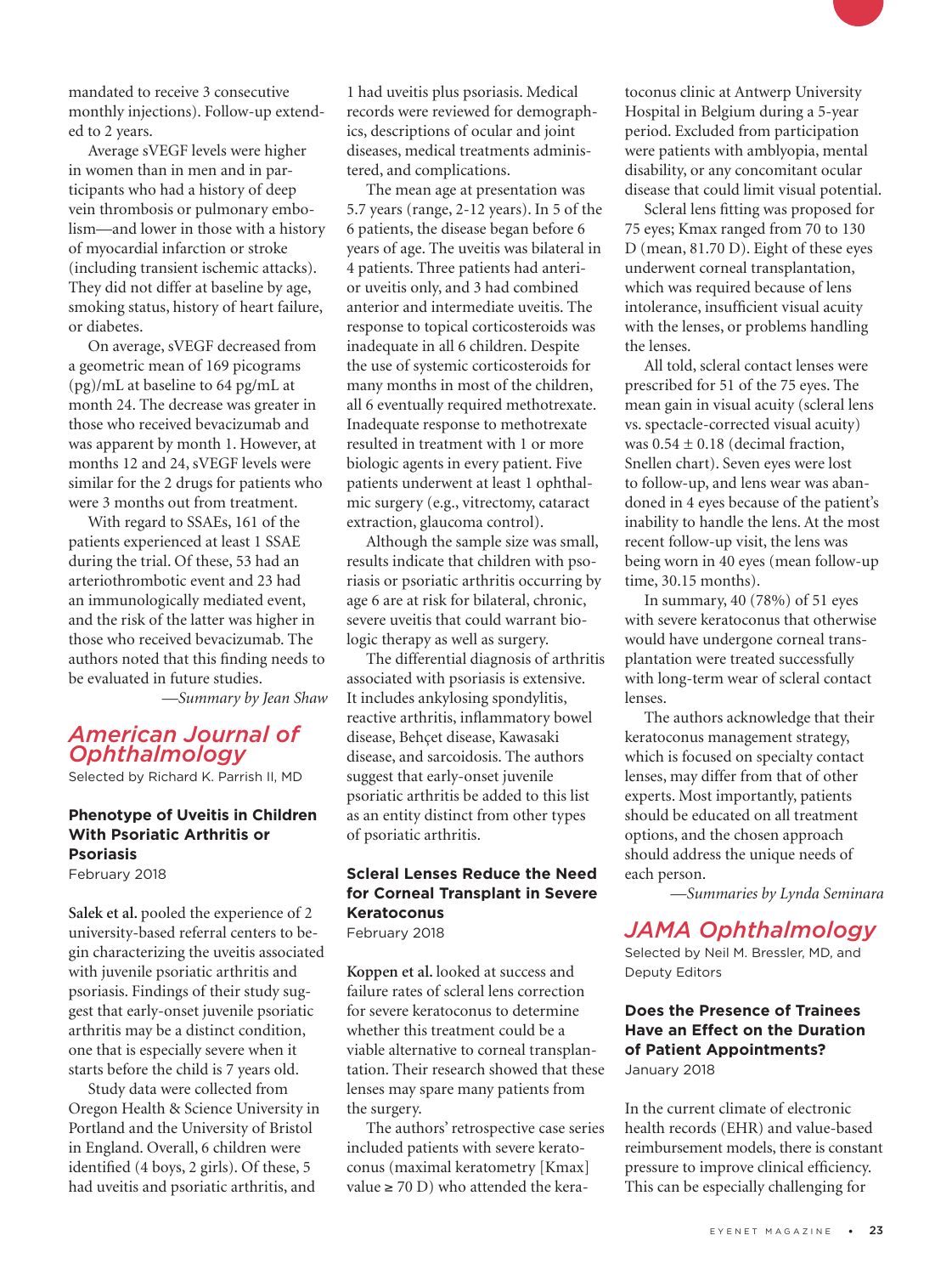mandated to receive 3 consecutive monthly injections). Follow-up extended to 2 years.

Average sVEGF levels were higher in women than in men and in participants who had a history of deep vein thrombosis or pulmonary embolism—and lower in those with a history of myocardial infarction or stroke (including transient ischemic attacks). They did not differ at baseline by age, smoking status, history of heart failure, or diabetes.

On average, sVEGF decreased from a geometric mean of 169 picograms (pg)/mL at baseline to 64 pg/mL at month 24. The decrease was greater in those who received bevacizumab and was apparent by month 1. However, at months 12 and 24, sVEGF levels were similar for the 2 drugs for patients who were 3 months out from treatment.

With regard to SSAEs, 161 of the patients experienced at least 1 SSAE during the trial. Of these, 53 had an arteriothrombotic event and 23 had an immunologically mediated event, and the risk of the latter was higher in those who received bevacizumab. The authors noted that this finding needs to be evaluated in future studies.

*—Summary by Jean Shaw*

## American Journal of Ophthalmology

Selected by Richard K. Parrish II, MD

### Phenotype of Uveitis in Children With Psoriatic Arthritis or Psoriasis

February 2018

**Salek et al.** pooled the experience of 2 university-based referral centers to begin characterizing the uveitis associated with juvenile psoriatic arthritis and psoriasis. Findings of their study suggest that early-onset juvenile psoriatic arthritis may be a distinct condition, one that is especially severe when it starts before the child is 7 years old.

Study data were collected from Oregon Health & Science University in Portland and the University of Bristol in England. Overall, 6 children were identified (4 boys, 2 girls). Of these, 5 had uveitis and psoriatic arthritis, and 1 had uveitis plus psoriasis. Medical records were reviewed for demographics, descriptions of ocular and joint diseases, medical treatments administered, and complications.

The mean age at presentation was 5.7 years (range, 2-12 years). In 5 of the 6 patients, the disease began before 6 years of age. The uveitis was bilateral in 4 patients. Three patients had anterior uveitis only, and 3 had combined anterior and intermediate uveitis. The response to topical corticosteroids was inadequate in all 6 children. Despite the use of systemic corticosteroids for many months in most of the children, all 6 eventually required methotrexate. Inadequate response to methotrexate resulted in treatment with 1 or more biologic agents in every patient. Five patients underwent at least 1 ophthalmic surgery (e.g., vitrectomy, cataract extraction, glaucoma control).

Although the sample size was small, results indicate that children with psoriasis or psoriatic arthritis occurring by age 6 are at risk for bilateral, chronic, severe uveitis that could warrant biologic therapy as well as surgery.

The differential diagnosis of arthritis associated with psoriasis is extensive. It includes ankylosing spondylitis, reactive arthritis, inflammatory bowel disease, Behçet disease, Kawasaki disease, and sarcoidosis. The authors suggest that early-onset juvenile psoriatic arthritis be added to this list as an entity distinct from other types of psoriatic arthritis.

### Scleral Lenses Reduce the Need for Corneal Transplant in Severe Keratoconus

February 2018

**Koppen et al.** looked at success and failure rates of scleral lens correction for severe keratoconus to determine whether this treatment could be a viable alternative to corneal transplantation. Their research showed that these lenses may spare many patients from the surgery.

The authors' retrospective case series included patients with severe keratoconus (maximal keratometry [Kmax] value ≥ 70 D) who attended the keratoconus clinic at Antwerp University Hospital in Belgium during a 5-year period. Excluded from participation were patients with amblyopia, mental disability, or any concomitant ocular disease that could limit visual potential.

Scleral lens fitting was proposed for 75 eyes; Kmax ranged from 70 to 130 D (mean, 81.70 D). Eight of these eyes underwent corneal transplantation, which was required because of lens intolerance, insufficient visual acuity with the lenses, or problems handling the lenses.

All told, scleral contact lenses were prescribed for 51 of the 75 eyes. The mean gain in visual acuity (scleral lens vs. spectacle-corrected visual acuity) was 0.54 ± 0.18 (decimal fraction, Snellen chart). Seven eyes were lost to follow-up, and lens wear was abandoned in 4 eyes because of the patient's inability to handle the lens. At the most recent follow-up visit, the lens was being worn in 40 eyes (mean follow-up time, 30.15 months).

In summary, 40 (78%) of 51 eyes with severe keratoconus that otherwise would have undergone corneal transplantation were treated successfully with long-term wear of scleral contact lenses.

The authors acknowledge that their keratoconus management strategy, which is focused on specialty contact lenses, may differ from that of other experts. Most importantly, patients should be educated on all treatment options, and the chosen approach should address the unique needs of each person.

*—Summaries by Lynda Seminara*

## JAMA Ophthalmology

Selected by Neil M. Bressler, MD, and Deputy Editors

### Does the Presence of Trainees Have an Effect on the Duration of Patient Appointments?

January 2018

In the current climate of electronic health records (EHR) and value-based reimbursement models, there is constant pressure to improve clinical efficiency. This can be especially challenging for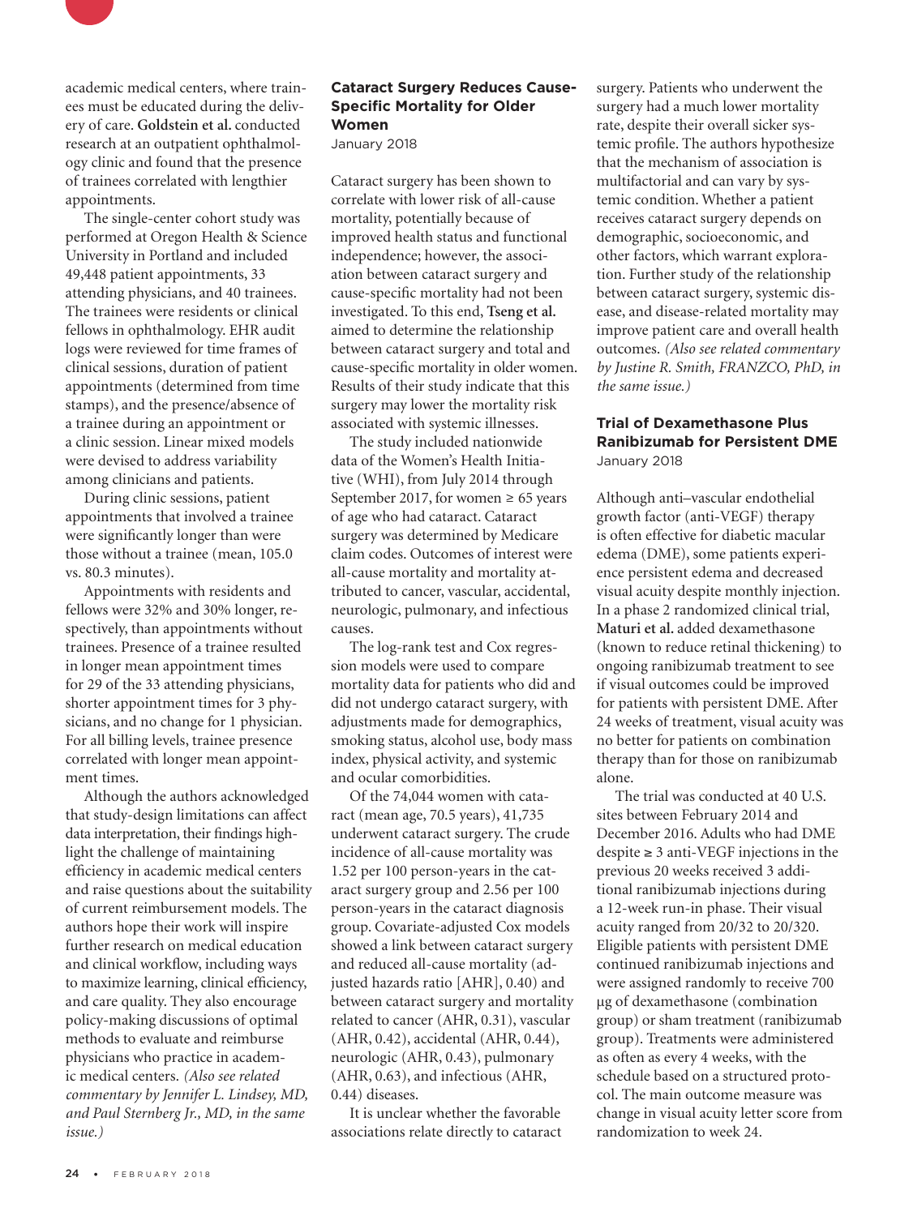academic medical centers, where trainees must be educated during the delivery of care. **Goldstein et al.** conducted research at an outpatient ophthalmology clinic and found that the presence of trainees correlated with lengthier appointments.

The single-center cohort study was performed at Oregon Health & Science University in Portland and included 49,448 patient appointments, 33 attending physicians, and 40 trainees. The trainees were residents or clinical fellows in ophthalmology. EHR audit logs were reviewed for time frames of clinical sessions, duration of patient appointments (determined from time stamps), and the presence/absence of a trainee during an appointment or a clinic session. Linear mixed models were devised to address variability among clinicians and patients.

During clinic sessions, patient appointments that involved a trainee were significantly longer than were those without a trainee (mean, 105.0 vs. 80.3 minutes).

Appointments with residents and fellows were 32% and 30% longer, respectively, than appointments without trainees. Presence of a trainee resulted in longer mean appointment times for 29 of the 33 attending physicians, shorter appointment times for 3 physicians, and no change for 1 physician. For all billing levels, trainee presence correlated with longer mean appointment times.

Although the authors acknowledged that study-design limitations can affect data interpretation, their findings highlight the challenge of maintaining efficiency in academic medical centers and raise questions about the suitability of current reimbursement models. The authors hope their work will inspire further research on medical education and clinical workflow, including ways to maximize learning, clinical efficiency, and care quality. They also encourage policy-making discussions of optimal methods to evaluate and reimburse physicians who practice in academic medical centers. *(Also see related commentary by Jennifer L. Lindsey, MD, and Paul Sternberg Jr., MD, in the same issue.)*

### Cataract Surgery Reduces Cause-Specific Mortality for Older Women

January 2018

Cataract surgery has been shown to correlate with lower risk of all-cause mortality, potentially because of improved health status and functional independence; however, the association between cataract surgery and cause-specific mortality had not been investigated. To this end, **Tseng et al.** aimed to determine the relationship between cataract surgery and total and cause-specific mortality in older women. Results of their study indicate that this surgery may lower the mortality risk associated with systemic illnesses.

The study included nationwide data of the Women's Health Initiative (WHI), from July 2014 through September 2017, for women ≥ 65 years of age who had cataract. Cataract surgery was determined by Medicare claim codes. Outcomes of interest were all-cause mortality and mortality attributed to cancer, vascular, accidental, neurologic, pulmonary, and infectious causes.

The log-rank test and Cox regression models were used to compare mortality data for patients who did and did not undergo cataract surgery, with adjustments made for demographics, smoking status, alcohol use, body mass index, physical activity, and systemic and ocular comorbidities.

Of the 74,044 women with cataract (mean age, 70.5 years), 41,735 underwent cataract surgery. The crude incidence of all-cause mortality was 1.52 per 100 person-years in the cataract surgery group and 2.56 per 100 person-years in the cataract diagnosis group. Covariate-adjusted Cox models showed a link between cataract surgery and reduced all-cause mortality (adjusted hazards ratio [AHR], 0.40) and between cataract surgery and mortality related to cancer (AHR, 0.31), vascular (AHR, 0.42), accidental (AHR, 0.44), neurologic (AHR, 0.43), pulmonary (AHR, 0.63), and infectious (AHR, 0.44) diseases.

It is unclear whether the favorable associations relate directly to cataract surgery. Patients who underwent the surgery had a much lower mortality rate, despite their overall sicker systemic profile. The authors hypothesize that the mechanism of association is multifactorial and can vary by systemic condition. Whether a patient receives cataract surgery depends on demographic, socioeconomic, and other factors, which warrant exploration. Further study of the relationship between cataract surgery, systemic disease, and disease-related mortality may improve patient care and overall health outcomes. *(Also see related commentary by Justine R. Smith, FRANZCO, PhD, in the same issue.)*

### Trial of Dexamethasone Plus Ranibizumab for Persistent DME

January 2018

Although anti–vascular endothelial growth factor (anti-VEGF) therapy is often effective for diabetic macular edema (DME), some patients experience persistent edema and decreased visual acuity despite monthly injection. In a phase 2 randomized clinical trial, **Maturi et al.** added dexamethasone (known to reduce retinal thickening) to ongoing ranibizumab treatment to see if visual outcomes could be improved for patients with persistent DME. After 24 weeks of treatment, visual acuity was no better for patients on combination therapy than for those on ranibizumab alone.

The trial was conducted at 40 U.S. sites between February 2014 and December 2016. Adults who had DME despite ≥ 3 anti-VEGF injections in the previous 20 weeks received 3 additional ranibizumab injections during a 12-week run-in phase. Their visual acuity ranged from 20/32 to 20/320. Eligible patients with persistent DME continued ranibizumab injections and were assigned randomly to receive 700 µg of dexamethasone (combination group) or sham treatment (ranibizumab group). Treatments were administered as often as every 4 weeks, with the schedule based on a structured protocol. The main outcome measure was change in visual acuity letter score from randomization to week 24.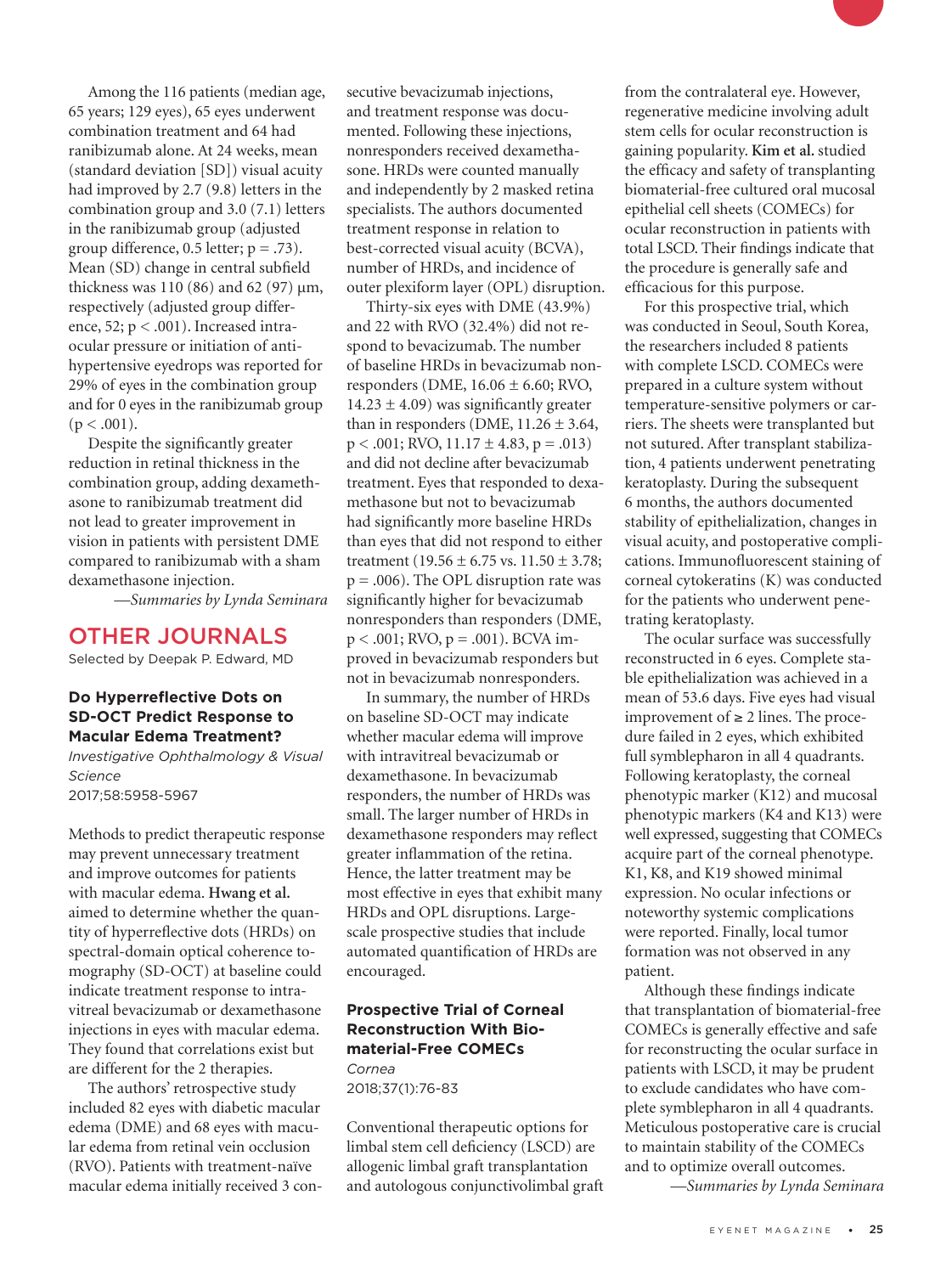Among the 116 patients (median age, 65 years; 129 eyes), 65 eyes underwent combination treatment and 64 had ranibizumab alone. At 24 weeks, mean (standard deviation [SD]) visual acuity had improved by 2.7 (9.8) letters in the combination group and 3.0 (7.1) letters in the ranibizumab group (adjusted group difference, 0.5 letter; $p = .73$). Mean (SD) change in central subfield thickness was 110 (86) and 62 (97) µm, respectively (adjusted group difference, 52; $p < .001$). Increased intraocular pressure or initiation of antihypertensive eyedrops was reported for 29% of eyes in the combination group and for 0 eyes in the ranibizumab group ($p < .001$).

Despite the significantly greater reduction in retinal thickness in the combination group, adding dexamethasone to ranibizumab treatment did not lead to greater improvement in vision in patients with persistent DME compared to ranibizumab with a sham dexamethasone injection.

—*Summaries by Lynda Seminara*

## OTHER JOURNALS

Selected by Deepak P. Edward, MD

### Do Hyperreflective Dots on SD-OCT Predict Response to Macular Edema Treatment?

*Investigative Ophthalmology & Visual Science*
2017;58:5958-5967

Methods to predict therapeutic response may prevent unnecessary treatment and improve outcomes for patients with macular edema. **Hwang et al.** aimed to determine whether the quantity of hyperreflective dots (HRDs) on spectral-domain optical coherence tomography (SD-OCT) at baseline could indicate treatment response to intravitreal bevacizumab or dexamethasone injections in eyes with macular edema. They found that correlations exist but are different for the 2 therapies.

The authors' retrospective study included 82 eyes with diabetic macular edema (DME) and 68 eyes with macular edema from retinal vein occlusion (RVO). Patients with treatment-naïve macular edema initially received 3 consecutive bevacizumab injections, and treatment response was documented. Following these injections, nonresponders received dexamethasone. HRDs were counted manually and independently by 2 masked retina specialists. The authors documented treatment response in relation to best-corrected visual acuity (BCVA), number of HRDs, and incidence of outer plexiform layer (OPL) disruption.

Thirty-six eyes with DME (43.9%) and 22 with RVO (32.4%) did not respond to bevacizumab. The number of baseline HRDs in bevacizumab nonresponders (DME, $16.06 \pm 6.60$; RVO, $14.23 \pm 4.09$) was significantly greater than in responders (DME, $11.26 \pm 3.64$, $p < .001$; RVO, $11.17 \pm 4.83$, $p = .013$) and did not decline after bevacizumab treatment. Eyes that responded to dexamethasone but not to bevacizumab had significantly more baseline HRDs than eyes that did not respond to either treatment ($19.56 \pm 6.75$ vs. $11.50 \pm 3.78$; $p = .006$). The OPL disruption rate was significantly higher for bevacizumab nonresponders than responders (DME, $p < .001$; RVO, $p = .001$). BCVA improved in bevacizumab responders but not in bevacizumab nonresponders.

In summary, the number of HRDs on baseline SD-OCT may indicate whether macular edema will improve with intravitreal bevacizumab or dexamethasone. In bevacizumab responders, the number of HRDs was small. The larger number of HRDs in dexamethasone responders may reflect greater inflammation of the retina. Hence, the latter treatment may be most effective in eyes that exhibit many HRDs and OPL disruptions. Large-scale prospective studies that include automated quantification of HRDs are encouraged.

### Prospective Trial of Corneal Reconstruction With Biomaterial-Free COMECs

*Cornea*
2018;37(1):76-83

Conventional therapeutic options for limbal stem cell deficiency (LSCD) are allogenic limbal graft transplantation and autologous conjunctivolimbal graft from the contralateral eye. However, regenerative medicine involving adult stem cells for ocular reconstruction is gaining popularity. **Kim et al.** studied the efficacy and safety of transplanting biomaterial-free cultured oral mucosal epithelial cell sheets (COMECs) for ocular reconstruction in patients with total LSCD. Their findings indicate that the procedure is generally safe and efficacious for this purpose.

For this prospective trial, which was conducted in Seoul, South Korea, the researchers included 8 patients with complete LSCD. COMECs were prepared in a culture system without temperature-sensitive polymers or carriers. The sheets were transplanted but not sutured. After transplant stabilization, 4 patients underwent penetrating keratoplasty. During the subsequent 6 months, the authors documented stability of epithelialization, changes in visual acuity, and postoperative complications. Immunofluorescent staining of corneal cytokeratins (K) was conducted for the patients who underwent penetrating keratoplasty.

The ocular surface was successfully reconstructed in 6 eyes. Complete stable epithelialization was achieved in a mean of 53.6 days. Five eyes had visual improvement of ≥ 2 lines. The procedure failed in 2 eyes, which exhibited full symblepharon in all 4 quadrants. Following keratoplasty, the corneal phenotypic marker (K12) and mucosal phenotypic markers (K4 and K13) were well expressed, suggesting that COMECs acquire part of the corneal phenotype. K1, K8, and K19 showed minimal expression. No ocular infections or noteworthy systemic complications were reported. Finally, local tumor formation was not observed in any patient.

Although these findings indicate that transplantation of biomaterial-free COMECs is generally effective and safe for reconstructing the ocular surface in patients with LSCD, it may be prudent to exclude candidates who have complete symblepharon in all 4 quadrants. Meticulous postoperative care is crucial to maintain stability of the COMECs and to optimize overall outcomes.

—*Summaries by Lynda Seminara*